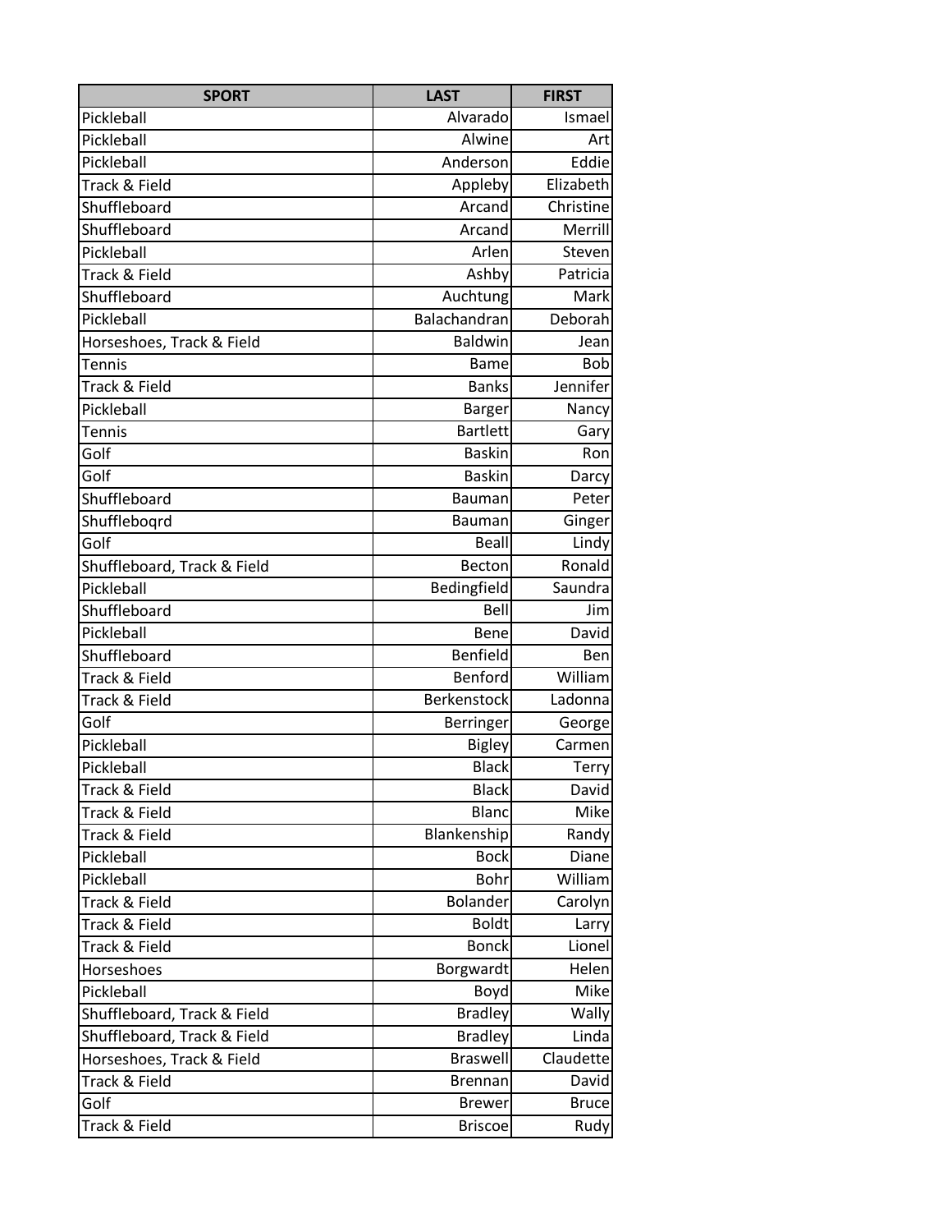| SPORT | LAST | FIRST |
|---|---|---|
| Pickleball | Alvarado | Ismael |
| Pickleball | Alwine | Art |
| Pickleball | Anderson | Eddie |
| Track & Field | Appleby | Elizabeth |
| Shuffleboard | Arcand | Christine |
| Shuffleboard | Arcand | Merrill |
| Pickleball | Arlen | Steven |
| Track & Field | Ashby | Patricia |
| Shuffleboard | Auchtung | Mark |
| Pickleball | Balachandran | Deborah |
| Horseshoes, Track & Field | Baldwin | Jean |
| Tennis | Bame | Bob |
| Track & Field | Banks | Jennifer |
| Pickleball | Barger | Nancy |
| Tennis | Bartlett | Gary |
| Golf | Baskin | Ron |
| Golf | Baskin | Darcy |
| Shuffleboard | Bauman | Peter |
| Shuffleboqrd | Bauman | Ginger |
| Golf | Beall | Lindy |
| Shuffleboard, Track & Field | Becton | Ronald |
| Pickleball | Bedingfield | Saundra |
| Shuffleboard | Bell | Jim |
| Pickleball | Bene | David |
| Shuffleboard | Benfield | Ben |
| Track & Field | Benford | William |
| Track & Field | Berkenstock | Ladonna |
| Golf | Berringer | George |
| Pickleball | Bigley | Carmen |
| Pickleball | Black | Terry |
| Track & Field | Black | David |
| Track & Field | Blanc | Mike |
| Track & Field | Blankenship | Randy |
| Pickleball | Bock | Diane |
| Pickleball | Bohr | William |
| Track & Field | Bolander | Carolyn |
| Track & Field | Boldt | Larry |
| Track & Field | Bonck | Lionel |
| Horseshoes | Borgwardt | Helen |
| Pickleball | Boyd | Mike |
| Shuffleboard, Track & Field | Bradley | Wally |
| Shuffleboard, Track & Field | Bradley | Linda |
| Horseshoes, Track & Field | Braswell | Claudette |
| Track & Field | Brennan | David |
| Golf | Brewer | Bruce |
| Track & Field | Briscoe | Rudy |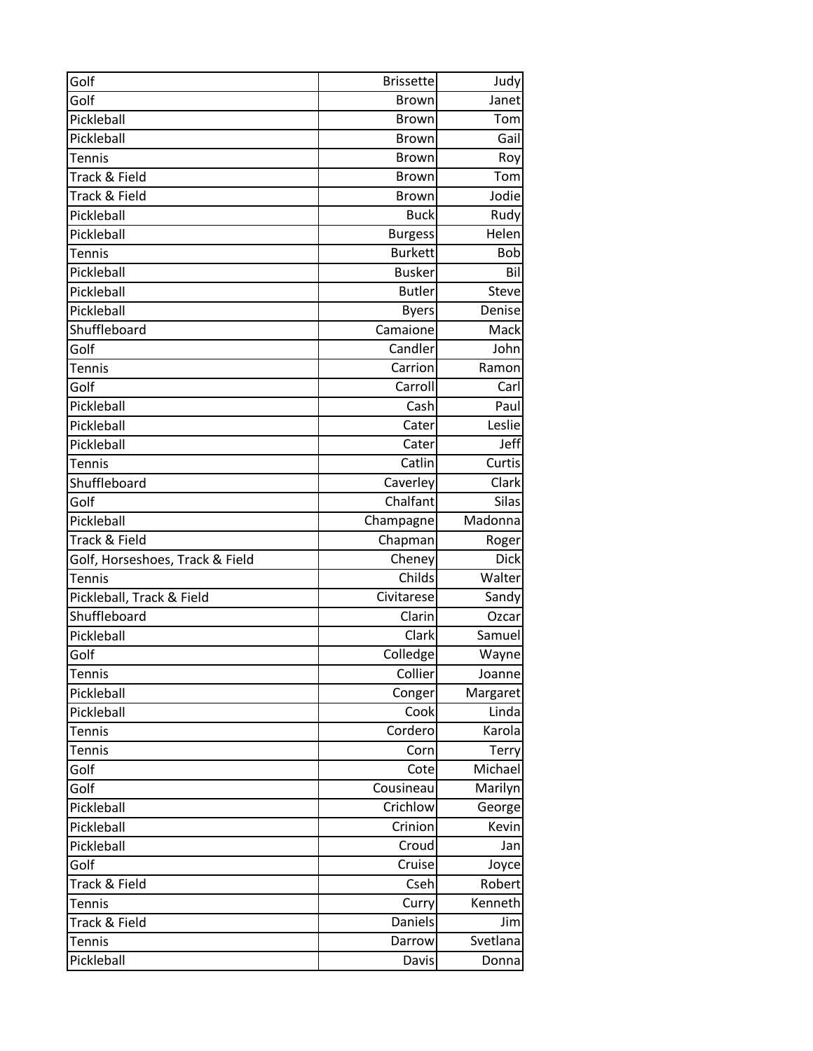| Golf | Brissette | Judy |
|---|---|---|
| Golf | Brown | Janet |
| Pickleball | Brown | Tom |
| Pickleball | Brown | Gail |
| Tennis | Brown | Roy |
| Track & Field | Brown | Tom |
| Track & Field | Brown | Jodie |
| Pickleball | Buck | Rudy |
| Pickleball | Burgess | Helen |
| Tennis | Burkett | Bob |
| Pickleball | Busker | Bil |
| Pickleball | Butler | Steve |
| Pickleball | Byers | Denise |
| Shuffleboard | Camaione | Mack |
| Golf | Candler | John |
| Tennis | Carrion | Ramon |
| Golf | Carroll | Carl |
| Pickleball | Cash | Paul |
| Pickleball | Cater | Leslie |
| Pickleball | Cater | Jeff |
| Tennis | Catlin | Curtis |
| Shuffleboard | Caverley | Clark |
| Golf | Chalfant | Silas |
| Pickleball | Champagne | Madonna |
| Track & Field | Chapman | Roger |
| Golf, Horseshoes, Track & Field | Cheney | Dick |
| Tennis | Childs | Walter |
| Pickleball, Track & Field | Civitarese | Sandy |
| Shuffleboard | Clarin | Ozcar |
| Pickleball | Clark | Samuel |
| Golf | Colledge | Wayne |
| Tennis | Collier | Joanne |
| Pickleball | Conger | Margaret |
| Pickleball | Cook | Linda |
| Tennis | Cordero | Karola |
| Tennis | Corn | Terry |
| Golf | Cote | Michael |
| Golf | Cousineau | Marilyn |
| Pickleball | Crichlow | George |
| Pickleball | Crinion | Kevin |
| Pickleball | Croud | Jan |
| Golf | Cruise | Joyce |
| Track & Field | Cseh | Robert |
| Tennis | Curry | Kenneth |
| Track & Field | Daniels | Jim |
| Tennis | Darrow | Svetlana |
| Pickleball | Davis | Donna |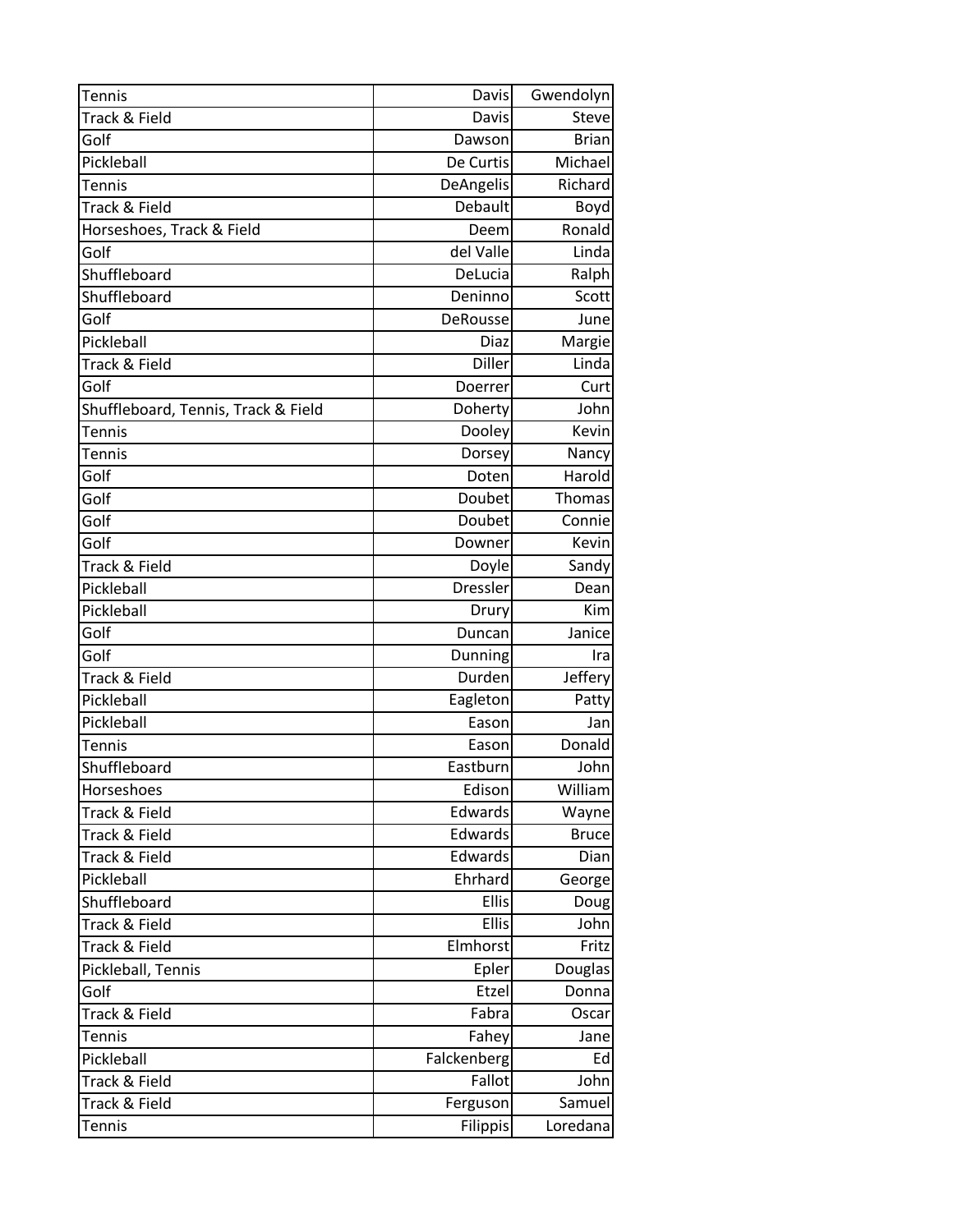| | | |
|---|---|---|
| Tennis | Davis | Gwendolyn |
| Track & Field | Davis | Steve |
| Golf | Dawson | Brian |
| Pickleball | De Curtis | Michael |
| Tennis | DeAngelis | Richard |
| Track & Field | Debault | Boyd |
| Horseshoes, Track & Field | Deem | Ronald |
| Golf | del Valle | Linda |
| Shuffleboard | DeLucia | Ralph |
| Shuffleboard | Deninno | Scott |
| Golf | DeRousse | June |
| Pickleball | Diaz | Margie |
| Track & Field | Diller | Linda |
| Golf | Doerrer | Curt |
| Shuffleboard, Tennis, Track & Field | Doherty | John |
| Tennis | Dooley | Kevin |
| Tennis | Dorsey | Nancy |
| Golf | Doten | Harold |
| Golf | Doubet | Thomas |
| Golf | Doubet | Connie |
| Golf | Downer | Kevin |
| Track & Field | Doyle | Sandy |
| Pickleball | Dressler | Dean |
| Pickleball | Drury | Kim |
| Golf | Duncan | Janice |
| Golf | Dunning | Ira |
| Track & Field | Durden | Jeffery |
| Pickleball | Eagleton | Patty |
| Pickleball | Eason | Jan |
| Tennis | Eason | Donald |
| Shuffleboard | Eastburn | John |
| Horseshoes | Edison | William |
| Track & Field | Edwards | Wayne |
| Track & Field | Edwards | Bruce |
| Track & Field | Edwards | Dian |
| Pickleball | Ehrhard | George |
| Shuffleboard | Ellis | Doug |
| Track & Field | Ellis | John |
| Track & Field | Elmhorst | Fritz |
| Pickleball, Tennis | Epler | Douglas |
| Golf | Etzel | Donna |
| Track & Field | Fabra | Oscar |
| Tennis | Fahey | Jane |
| Pickleball | Falckenberg | Ed |
| Track & Field | Fallot | John |
| Track & Field | Ferguson | Samuel |
| Tennis | Filippis | Loredana |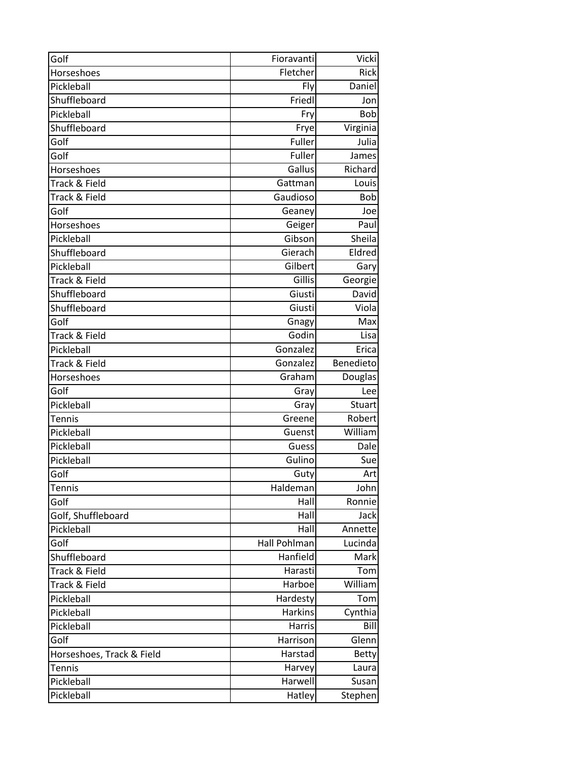| Golf | Fioravanti | Vicki |
|---|---|---|
| Horseshoes | Fletcher | Rick |
| Pickleball | Fly | Daniel |
| Shuffleboard | Friedl | Jon |
| Pickleball | Fry | Bob |
| Shuffleboard | Frye | Virginia |
| Golf | Fuller | Julia |
| Golf | Fuller | James |
| Horseshoes | Gallus | Richard |
| Track & Field | Gattman | Louis |
| Track & Field | Gaudioso | Bob |
| Golf | Geaney | Joe |
| Horseshoes | Geiger | Paul |
| Pickleball | Gibson | Sheila |
| Shuffleboard | Gierach | Eldred |
| Pickleball | Gilbert | Gary |
| Track & Field | Gillis | Georgie |
| Shuffleboard | Giusti | David |
| Shuffleboard | Giusti | Viola |
| Golf | Gnagy | Max |
| Track & Field | Godin | Lisa |
| Pickleball | Gonzalez | Erica |
| Track & Field | Gonzalez | Benedieto |
| Horseshoes | Graham | Douglas |
| Golf | Gray | Lee |
| Pickleball | Gray | Stuart |
| Tennis | Greene | Robert |
| Pickleball | Guenst | William |
| Pickleball | Guess | Dale |
| Pickleball | Gulino | Sue |
| Golf | Guty | Art |
| Tennis | Haldeman | John |
| Golf | Hall | Ronnie |
| Golf, Shuffleboard | Hall | Jack |
| Pickleball | Hall | Annette |
| Golf | Hall Pohlman | Lucinda |
| Shuffleboard | Hanfield | Mark |
| Track & Field | Harasti | Tom |
| Track & Field | Harboe | William |
| Pickleball | Hardesty | Tom |
| Pickleball | Harkins | Cynthia |
| Pickleball | Harris | Bill |
| Golf | Harrison | Glenn |
| Horseshoes, Track & Field | Harstad | Betty |
| Tennis | Harvey | Laura |
| Pickleball | Harwell | Susan |
| Pickleball | Hatley | Stephen |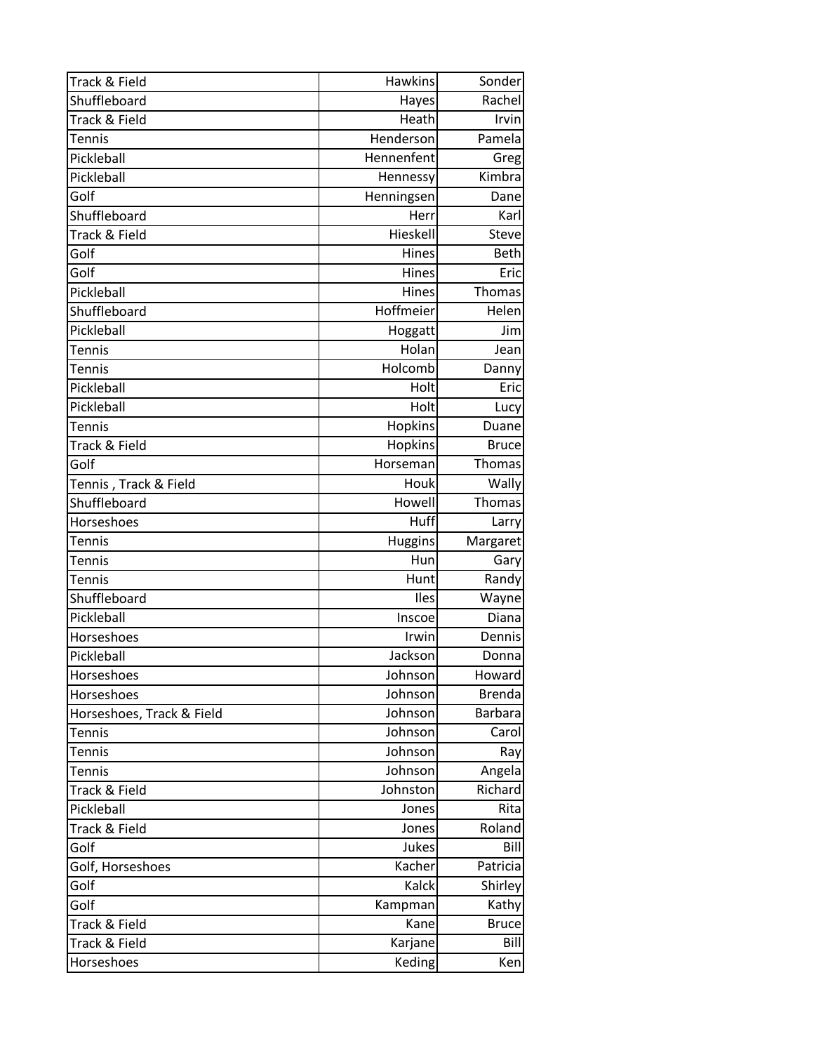| Track & Field | Hawkins | Sonder |
|---|---|---|
| Shuffleboard | Hayes | Rachel |
| Track & Field | Heath | Irvin |
| Tennis | Henderson | Pamela |
| Pickleball | Hennenfent | Greg |
| Pickleball | Hennessy | Kimbra |
| Golf | Henningsen | Dane |
| Shuffleboard | Herr | Karl |
| Track & Field | Hieskell | Steve |
| Golf | Hines | Beth |
| Golf | Hines | Eric |
| Pickleball | Hines | Thomas |
| Shuffleboard | Hoffmeier | Helen |
| Pickleball | Hoggatt | Jim |
| Tennis | Holan | Jean |
| Tennis | Holcomb | Danny |
| Pickleball | Holt | Eric |
| Pickleball | Holt | Lucy |
| Tennis | Hopkins | Duane |
| Track & Field | Hopkins | Bruce |
| Golf | Horseman | Thomas |
| Tennis , Track & Field | Houk | Wally |
| Shuffleboard | Howell | Thomas |
| Horseshoes | Huff | Larry |
| Tennis | Huggins | Margaret |
| Tennis | Hun | Gary |
| Tennis | Hunt | Randy |
| Shuffleboard | Iles | Wayne |
| Pickleball | Inscoe | Diana |
| Horseshoes | Irwin | Dennis |
| Pickleball | Jackson | Donna |
| Horseshoes | Johnson | Howard |
| Horseshoes | Johnson | Brenda |
| Horseshoes, Track & Field | Johnson | Barbara |
| Tennis | Johnson | Carol |
| Tennis | Johnson | Ray |
| Tennis | Johnson | Angela |
| Track & Field | Johnston | Richard |
| Pickleball | Jones | Rita |
| Track & Field | Jones | Roland |
| Golf | Jukes | Bill |
| Golf, Horseshoes | Kacher | Patricia |
| Golf | Kalck | Shirley |
| Golf | Kampman | Kathy |
| Track & Field | Kane | Bruce |
| Track & Field | Karjane | Bill |
| Horseshoes | Keding | Ken |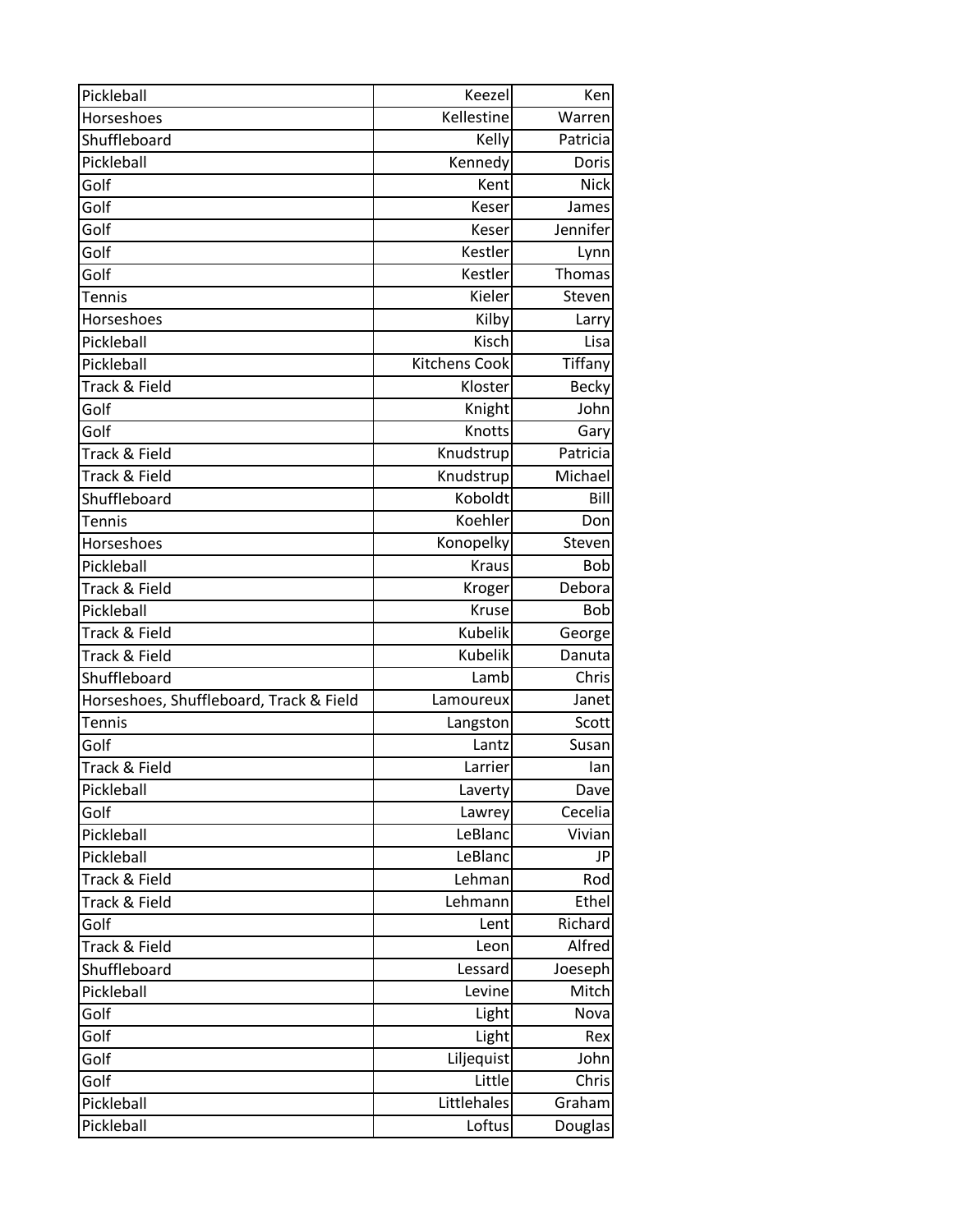| Pickleball | Keezel | Ken |
|---|---|---|
| Horseshoes | Kellestine | Warren |
| Shuffleboard | Kelly | Patricia |
| Pickleball | Kennedy | Doris |
| Golf | Kent | Nick |
| Golf | Keser | James |
| Golf | Keser | Jennifer |
| Golf | Kestler | Lynn |
| Golf | Kestler | Thomas |
| Tennis | Kieler | Steven |
| Horseshoes | Kilby | Larry |
| Pickleball | Kisch | Lisa |
| Pickleball | Kitchens Cook | Tiffany |
| Track & Field | Kloster | Becky |
| Golf | Knight | John |
| Golf | Knotts | Gary |
| Track & Field | Knudstrup | Patricia |
| Track & Field | Knudstrup | Michael |
| Shuffleboard | Koboldt | Bill |
| Tennis | Koehler | Don |
| Horseshoes | Konopelky | Steven |
| Pickleball | Kraus | Bob |
| Track & Field | Kroger | Debora |
| Pickleball | Kruse | Bob |
| Track & Field | Kubelik | George |
| Track & Field | Kubelik | Danuta |
| Shuffleboard | Lamb | Chris |
| Horseshoes, Shuffleboard, Track & Field | Lamoureux | Janet |
| Tennis | Langston | Scott |
| Golf | Lantz | Susan |
| Track & Field | Larrier | Ian |
| Pickleball | Laverty | Dave |
| Golf | Lawrey | Cecelia |
| Pickleball | LeBlanc | Vivian |
| Pickleball | LeBlanc | JP |
| Track & Field | Lehman | Rod |
| Track & Field | Lehmann | Ethel |
| Golf | Lent | Richard |
| Track & Field | Leon | Alfred |
| Shuffleboard | Lessard | Joeseph |
| Pickleball | Levine | Mitch |
| Golf | Light | Nova |
| Golf | Light | Rex |
| Golf | Liljequist | John |
| Golf | Little | Chris |
| Pickleball | Littlehales | Graham |
| Pickleball | Loftus | Douglas |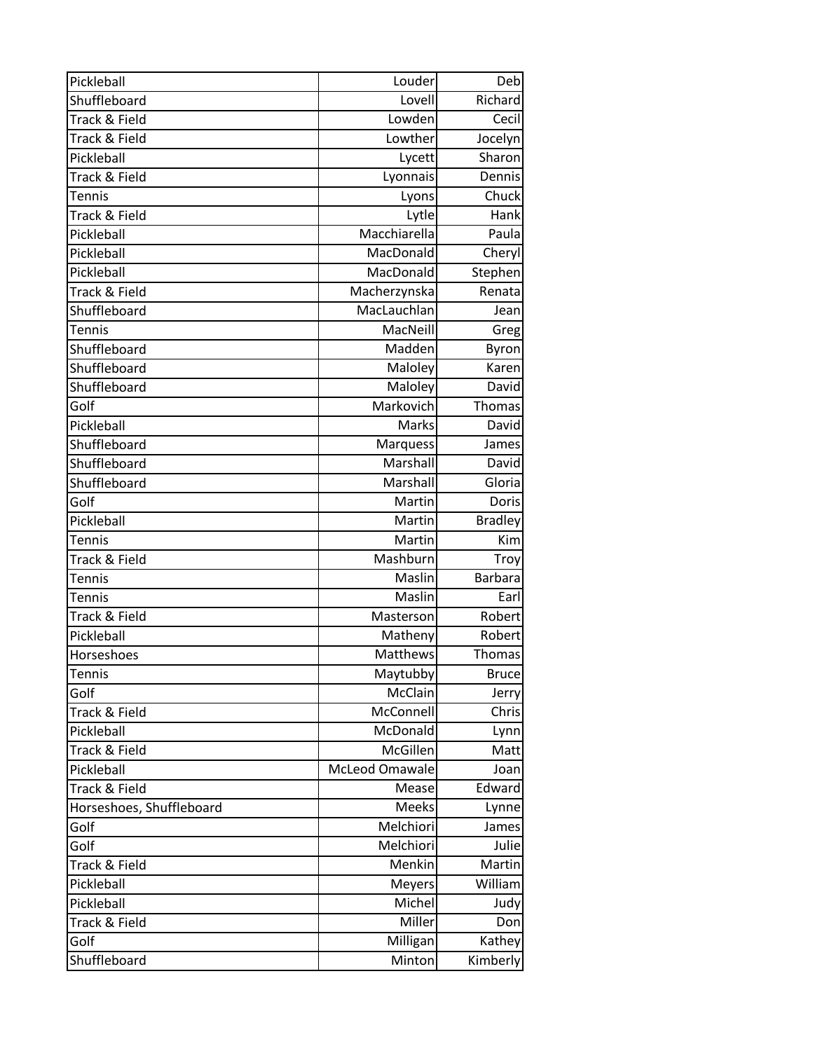| | | |
|---|---|---|
| Pickleball | Louder | Deb |
| Shuffleboard | Lovell | Richard |
| Track & Field | Lowden | Cecil |
| Track & Field | Lowther | Jocelyn |
| Pickleball | Lycett | Sharon |
| Track & Field | Lyonnais | Dennis |
| Tennis | Lyons | Chuck |
| Track & Field | Lytle | Hank |
| Pickleball | Macchiarella | Paula |
| Pickleball | MacDonald | Cheryl |
| Pickleball | MacDonald | Stephen |
| Track & Field | Macherzynska | Renata |
| Shuffleboard | MacLauchlan | Jean |
| Tennis | MacNeill | Greg |
| Shuffleboard | Madden | Byron |
| Shuffleboard | Maloley | Karen |
| Shuffleboard | Maloley | David |
| Golf | Markovich | Thomas |
| Pickleball | Marks | David |
| Shuffleboard | Marquess | James |
| Shuffleboard | Marshall | David |
| Shuffleboard | Marshall | Gloria |
| Golf | Martin | Doris |
| Pickleball | Martin | Bradley |
| Tennis | Martin | Kim |
| Track & Field | Mashburn | Troy |
| Tennis | Maslin | Barbara |
| Tennis | Maslin | Earl |
| Track & Field | Masterson | Robert |
| Pickleball | Matheny | Robert |
| Horseshoes | Matthews | Thomas |
| Tennis | Maytubby | Bruce |
| Golf | McClain | Jerry |
| Track & Field | McConnell | Chris |
| Pickleball | McDonald | Lynn |
| Track & Field | McGillen | Matt |
| Pickleball | McLeod Omawale | Joan |
| Track & Field | Mease | Edward |
| Horseshoes, Shuffleboard | Meeks | Lynne |
| Golf | Melchiori | James |
| Golf | Melchiori | Julie |
| Track & Field | Menkin | Martin |
| Pickleball | Meyers | William |
| Pickleball | Michel | Judy |
| Track & Field | Miller | Don |
| Golf | Milligan | Kathey |
| Shuffleboard | Minton | Kimberly |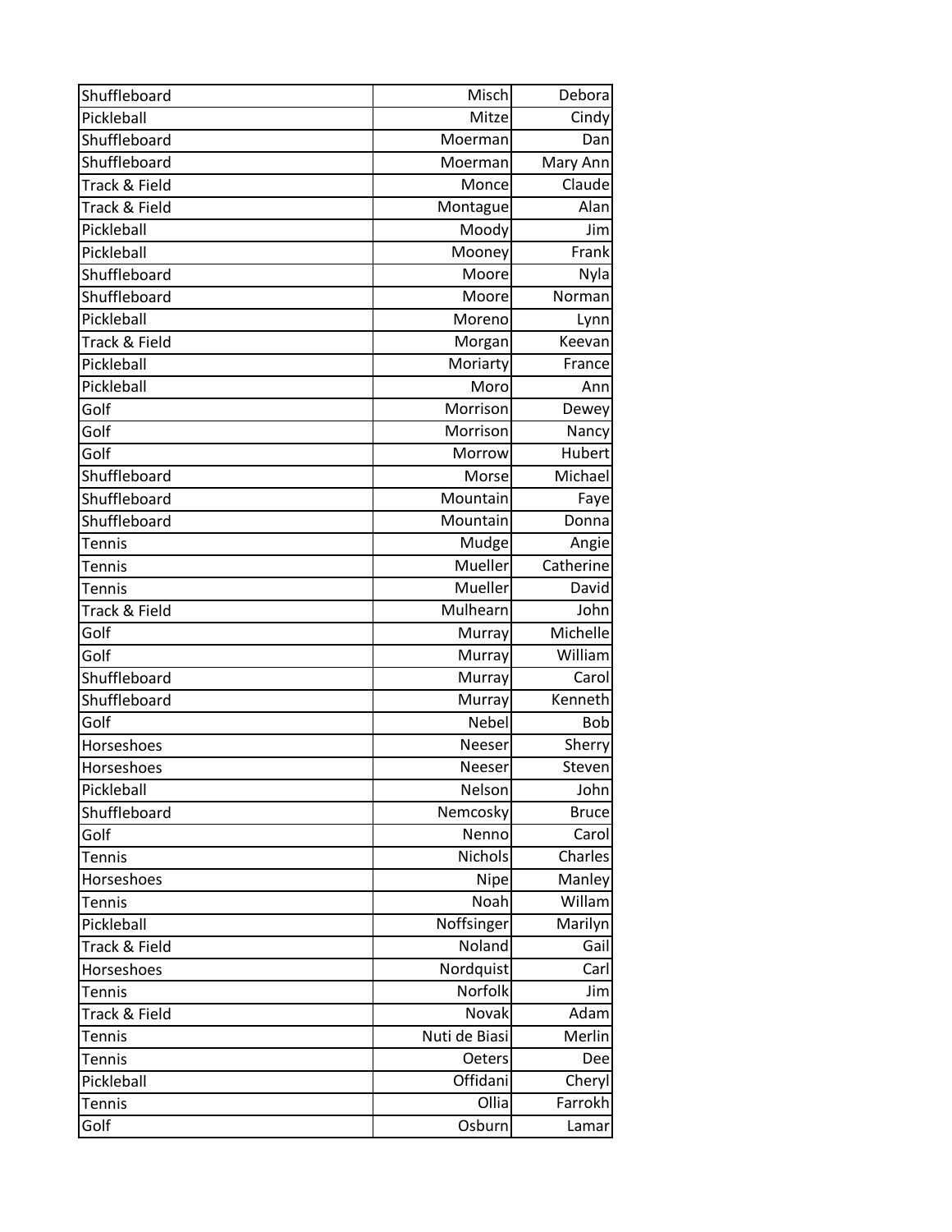| Shuffleboard | Misch | Debora |
|---|---|---|
| Pickleball | Mitze | Cindy |
| Shuffleboard | Moerman | Dan |
| Shuffleboard | Moerman | Mary Ann |
| Track & Field | Monce | Claude |
| Track & Field | Montague | Alan |
| Pickleball | Moody | Jim |
| Pickleball | Mooney | Frank |
| Shuffleboard | Moore | Nyla |
| Shuffleboard | Moore | Norman |
| Pickleball | Moreno | Lynn |
| Track & Field | Morgan | Keevan |
| Pickleball | Moriarty | France |
| Pickleball | Moro | Ann |
| Golf | Morrison | Dewey |
| Golf | Morrison | Nancy |
| Golf | Morrow | Hubert |
| Shuffleboard | Morse | Michael |
| Shuffleboard | Mountain | Faye |
| Shuffleboard | Mountain | Donna |
| Tennis | Mudge | Angie |
| Tennis | Mueller | Catherine |
| Tennis | Mueller | David |
| Track & Field | Mulhearn | John |
| Golf | Murray | Michelle |
| Golf | Murray | William |
| Shuffleboard | Murray | Carol |
| Shuffleboard | Murray | Kenneth |
| Golf | Nebel | Bob |
| Horseshoes | Neeser | Sherry |
| Horseshoes | Neeser | Steven |
| Pickleball | Nelson | John |
| Shuffleboard | Nemcosky | Bruce |
| Golf | Nenno | Carol |
| Tennis | Nichols | Charles |
| Horseshoes | Nipe | Manley |
| Tennis | Noah | Willam |
| Pickleball | Noffsinger | Marilyn |
| Track & Field | Noland | Gail |
| Horseshoes | Nordquist | Carl |
| Tennis | Norfolk | Jim |
| Track & Field | Novak | Adam |
| Tennis | Nuti de Biasi | Merlin |
| Tennis | Oeters | Dee |
| Pickleball | Offidani | Cheryl |
| Tennis | Ollia | Farrokh |
| Golf | Osburn | Lamar |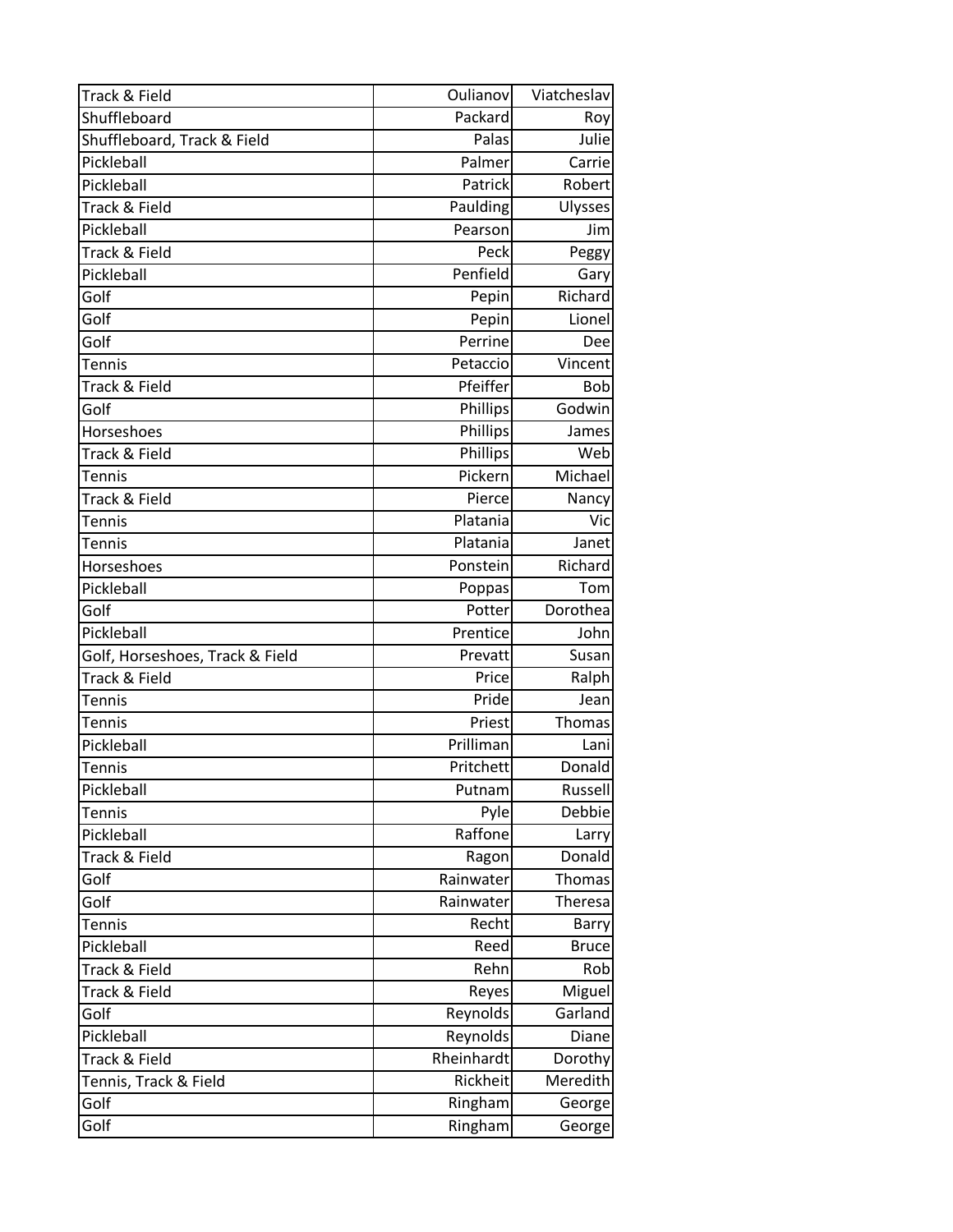| | | |
|---|---|---|
| Track & Field | Oulianov | Viatcheslav |
| Shuffleboard | Packard | Roy |
| Shuffleboard, Track & Field | Palas | Julie |
| Pickleball | Palmer | Carrie |
| Pickleball | Patrick | Robert |
| Track & Field | Paulding | Ulysses |
| Pickleball | Pearson | Jim |
| Track & Field | Peck | Peggy |
| Pickleball | Penfield | Gary |
| Golf | Pepin | Richard |
| Golf | Pepin | Lionel |
| Golf | Perrine | Dee |
| Tennis | Petaccio | Vincent |
| Track & Field | Pfeiffer | Bob |
| Golf | Phillips | Godwin |
| Horseshoes | Phillips | James |
| Track & Field | Phillips | Web |
| Tennis | Pickern | Michael |
| Track & Field | Pierce | Nancy |
| Tennis | Platania | Vic |
| Tennis | Platania | Janet |
| Horseshoes | Ponstein | Richard |
| Pickleball | Poppas | Tom |
| Golf | Potter | Dorothea |
| Pickleball | Prentice | John |
| Golf, Horseshoes, Track & Field | Prevatt | Susan |
| Track & Field | Price | Ralph |
| Tennis | Pride | Jean |
| Tennis | Priest | Thomas |
| Pickleball | Prilliman | Lani |
| Tennis | Pritchett | Donald |
| Pickleball | Putnam | Russell |
| Tennis | Pyle | Debbie |
| Pickleball | Raffone | Larry |
| Track & Field | Ragon | Donald |
| Golf | Rainwater | Thomas |
| Golf | Rainwater | Theresa |
| Tennis | Recht | Barry |
| Pickleball | Reed | Bruce |
| Track & Field | Rehn | Rob |
| Track & Field | Reyes | Miguel |
| Golf | Reynolds | Garland |
| Pickleball | Reynolds | Diane |
| Track & Field | Rheinhardt | Dorothy |
| Tennis, Track & Field | Rickheit | Meredith |
| Golf | Ringham | George |
| Golf | Ringham | George |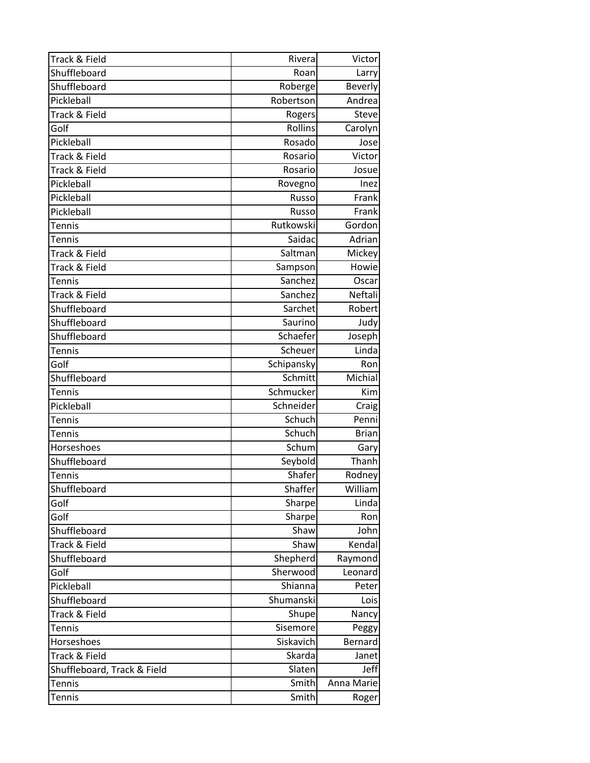| | | |
|---|---|---|
| Track & Field | Rivera | Victor |
| Shuffleboard | Roan | Larry |
| Shuffleboard | Roberge | Beverly |
| Pickleball | Robertson | Andrea |
| Track & Field | Rogers | Steve |
| Golf | Rollins | Carolyn |
| Pickleball | Rosado | Jose |
| Track & Field | Rosario | Victor |
| Track & Field | Rosario | Josue |
| Pickleball | Rovegno | Inez |
| Pickleball | Russo | Frank |
| Pickleball | Russo | Frank |
| Tennis | Rutkowski | Gordon |
| Tennis | Saidac | Adrian |
| Track & Field | Saltman | Mickey |
| Track & Field | Sampson | Howie |
| Tennis | Sanchez | Oscar |
| Track & Field | Sanchez | Neftali |
| Shuffleboard | Sarchet | Robert |
| Shuffleboard | Saurino | Judy |
| Shuffleboard | Schaefer | Joseph |
| Tennis | Scheuer | Linda |
| Golf | Schipansky | Ron |
| Shuffleboard | Schmitt | Michial |
| Tennis | Schmucker | Kim |
| Pickleball | Schneider | Craig |
| Tennis | Schuch | Penni |
| Tennis | Schuch | Brian |
| Horseshoes | Schum | Gary |
| Shuffleboard | Seybold | Thanh |
| Tennis | Shafer | Rodney |
| Shuffleboard | Shaffer | William |
| Golf | Sharpe | Linda |
| Golf | Sharpe | Ron |
| Shuffleboard | Shaw | John |
| Track & Field | Shaw | Kendal |
| Shuffleboard | Shepherd | Raymond |
| Golf | Sherwood | Leonard |
| Pickleball | Shianna | Peter |
| Shuffleboard | Shumanski | Lois |
| Track & Field | Shupe | Nancy |
| Tennis | Sisemore | Peggy |
| Horseshoes | Siskavich | Bernard |
| Track & Field | Skarda | Janet |
| Shuffleboard, Track & Field | Slaten | Jeff |
| Tennis | Smith | Anna Marie |
| Tennis | Smith | Roger |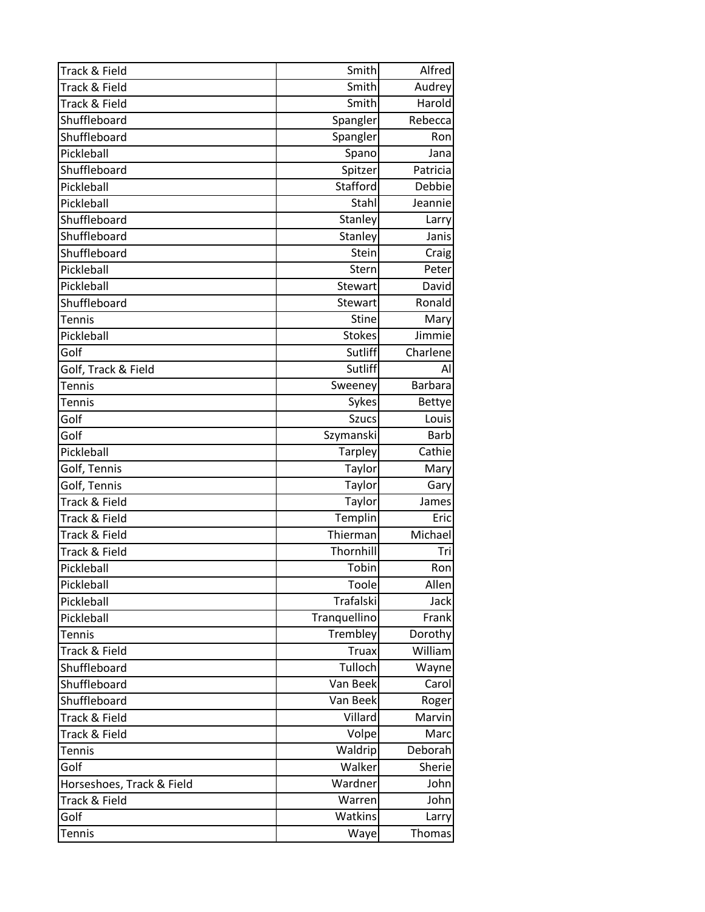| Track & Field | Smith | Alfred |
|---|---|---|
| Track & Field | Smith | Audrey |
| Track & Field | Smith | Harold |
| Shuffleboard | Spangler | Rebecca |
| Shuffleboard | Spangler | Ron |
| Pickleball | Spano | Jana |
| Shuffleboard | Spitzer | Patricia |
| Pickleball | Stafford | Debbie |
| Pickleball | Stahl | Jeannie |
| Shuffleboard | Stanley | Larry |
| Shuffleboard | Stanley | Janis |
| Shuffleboard | Stein | Craig |
| Pickleball | Stern | Peter |
| Pickleball | Stewart | David |
| Shuffleboard | Stewart | Ronald |
| Tennis | Stine | Mary |
| Pickleball | Stokes | Jimmie |
| Golf | Sutliff | Charlene |
| Golf, Track & Field | Sutliff | Al |
| Tennis | Sweeney | Barbara |
| Tennis | Sykes | Bettye |
| Golf | Szucs | Louis |
| Golf | Szymanski | Barb |
| Pickleball | Tarpley | Cathie |
| Golf, Tennis | Taylor | Mary |
| Golf, Tennis | Taylor | Gary |
| Track & Field | Taylor | James |
| Track & Field | Templin | Eric |
| Track & Field | Thierman | Michael |
| Track & Field | Thornhill | Tri |
| Pickleball | Tobin | Ron |
| Pickleball | Toole | Allen |
| Pickleball | Trafalski | Jack |
| Pickleball | Tranquellino | Frank |
| Tennis | Trembley | Dorothy |
| Track & Field | Truax | William |
| Shuffleboard | Tulloch | Wayne |
| Shuffleboard | Van Beek | Carol |
| Shuffleboard | Van Beek | Roger |
| Track & Field | Villard | Marvin |
| Track & Field | Volpe | Marc |
| Tennis | Waldrip | Deborah |
| Golf | Walker | Sherie |
| Horseshoes, Track & Field | Wardner | John |
| Track & Field | Warren | John |
| Golf | Watkins | Larry |
| Tennis | Waye | Thomas |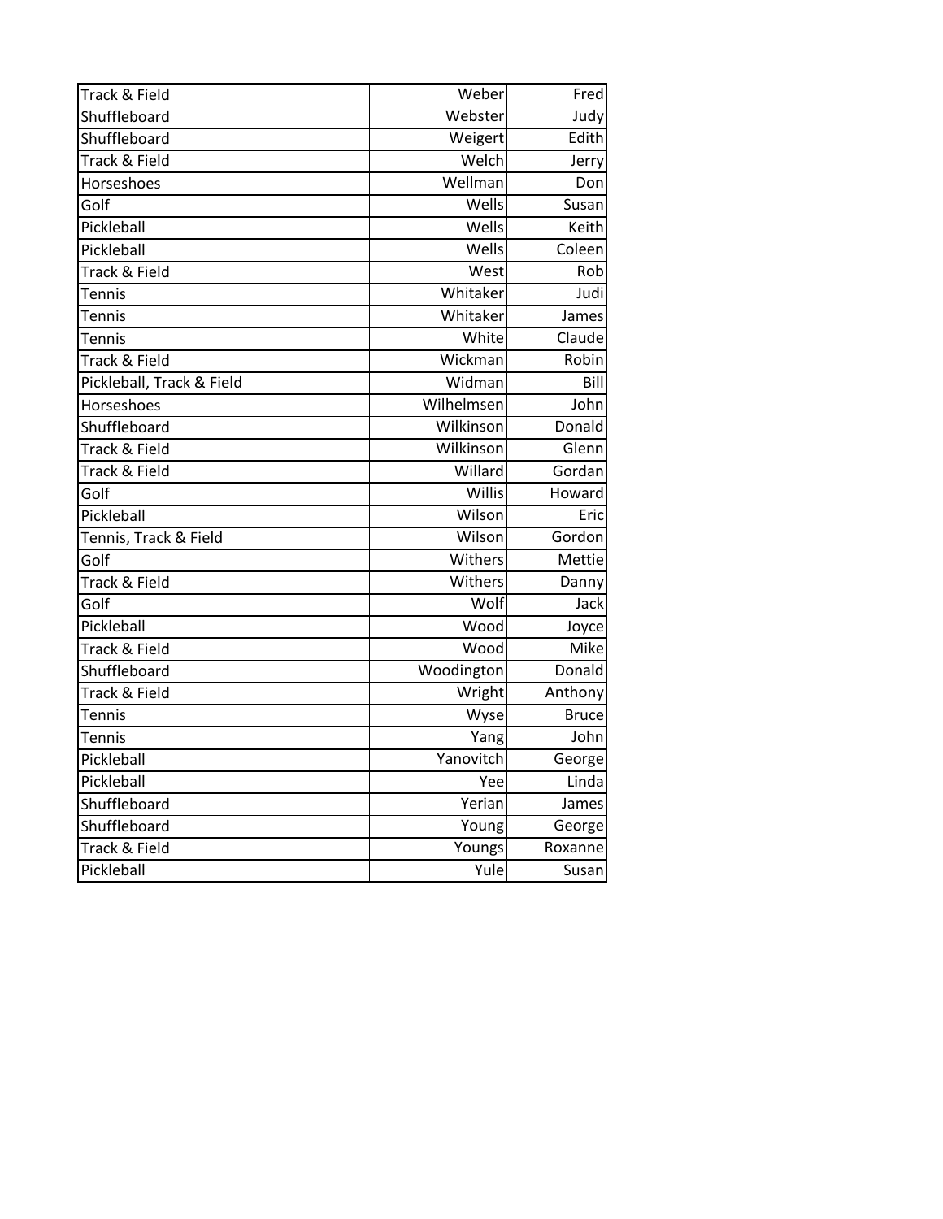| | | |
|---|---|---|
| Track & Field | Weber | Fred |
| Shuffleboard | Webster | Judy |
| Shuffleboard | Weigert | Edith |
| Track & Field | Welch | Jerry |
| Horseshoes | Wellman | Don |
| Golf | Wells | Susan |
| Pickleball | Wells | Keith |
| Pickleball | Wells | Coleen |
| Track & Field | West | Rob |
| Tennis | Whitaker | Judi |
| Tennis | Whitaker | James |
| Tennis | White | Claude |
| Track & Field | Wickman | Robin |
| Pickleball, Track & Field | Widman | Bill |
| Horseshoes | Wilhelmsen | John |
| Shuffleboard | Wilkinson | Donald |
| Track & Field | Wilkinson | Glenn |
| Track & Field | Willard | Gordan |
| Golf | Willis | Howard |
| Pickleball | Wilson | Eric |
| Tennis, Track & Field | Wilson | Gordon |
| Golf | Withers | Mettie |
| Track & Field | Withers | Danny |
| Golf | Wolf | Jack |
| Pickleball | Wood | Joyce |
| Track & Field | Wood | Mike |
| Shuffleboard | Woodington | Donald |
| Track & Field | Wright | Anthony |
| Tennis | Wyse | Bruce |
| Tennis | Yang | John |
| Pickleball | Yanovitch | George |
| Pickleball | Yee | Linda |
| Shuffleboard | Yerian | James |
| Shuffleboard | Young | George |
| Track & Field | Youngs | Roxanne |
| Pickleball | Yule | Susan |